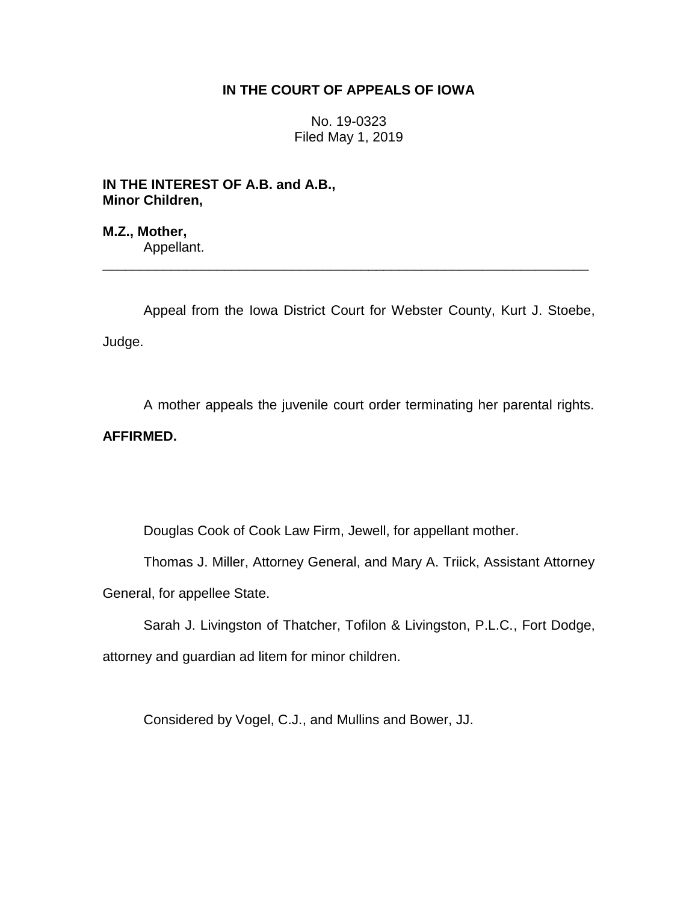**IN THE COURT OF APPEALS OF IOWA**

No. 19-0323
Filed May 1, 2019

**IN THE INTEREST OF A.B. and A.B., Minor Children,**

**M.Z., Mother,**
Appellant.

---

Appeal from the Iowa District Court for Webster County, Kurt J. Stoebe, Judge.

A mother appeals the juvenile court order terminating her parental rights. **AFFIRMED.**

Douglas Cook of Cook Law Firm, Jewell, for appellant mother.

Thomas J. Miller, Attorney General, and Mary A. Triick, Assistant Attorney General, for appellee State.

Sarah J. Livingston of Thatcher, Tofilon & Livingston, P.L.C., Fort Dodge, attorney and guardian ad litem for minor children.

Considered by Vogel, C.J., and Mullins and Bower, JJ.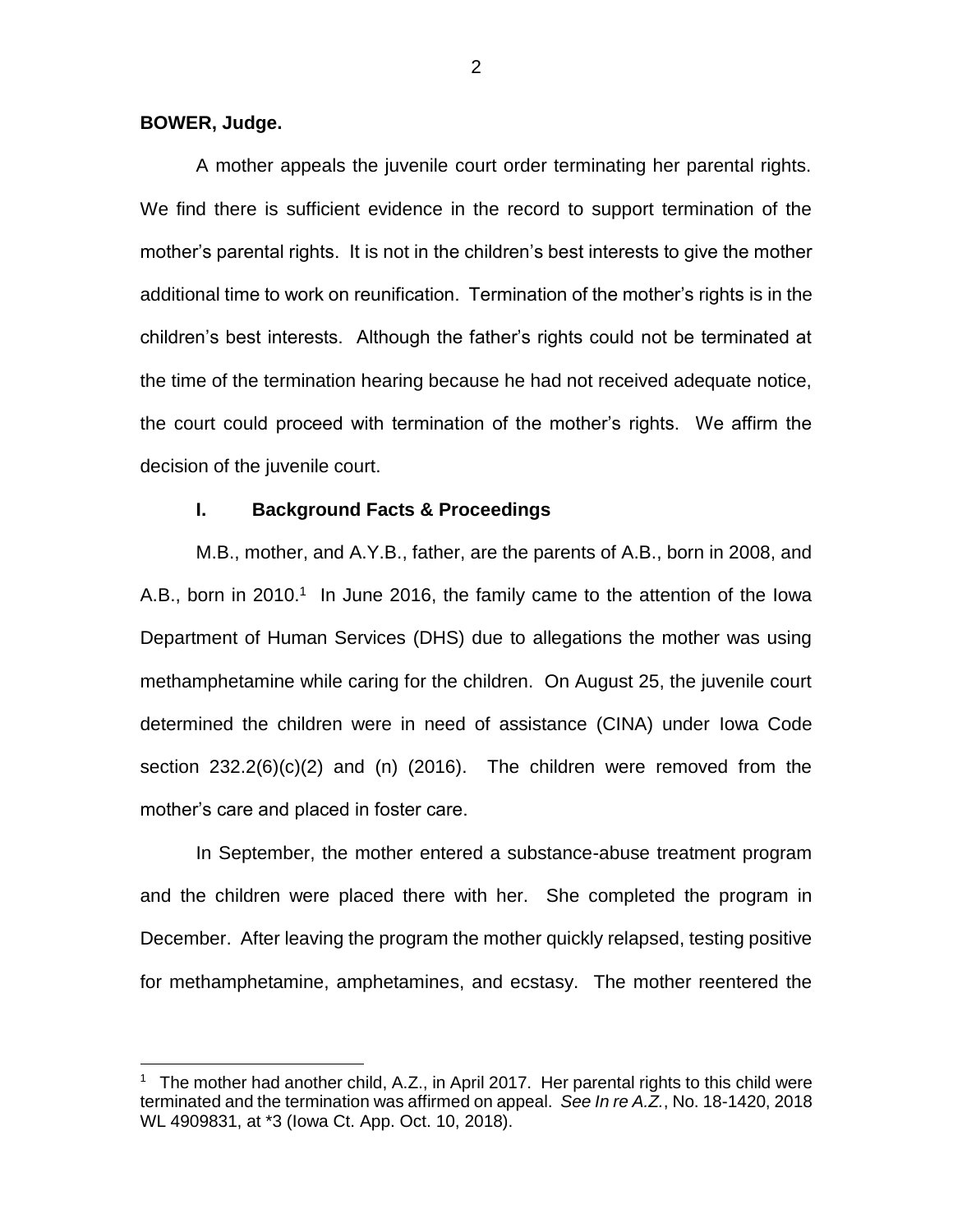**BOWER, Judge.**

A mother appeals the juvenile court order terminating her parental rights. We find there is sufficient evidence in the record to support termination of the mother's parental rights. It is not in the children's best interests to give the mother additional time to work on reunification. Termination of the mother's rights is in the children's best interests. Although the father's rights could not be terminated at the time of the termination hearing because he had not received adequate notice, the court could proceed with termination of the mother's rights. We affirm the decision of the juvenile court.

## I. Background Facts & Proceedings

M.B., mother, and A.Y.B., father, are the parents of A.B., born in 2008, and A.B., born in 2010.[1] In June 2016, the family came to the attention of the Iowa Department of Human Services (DHS) due to allegations the mother was using methamphetamine while caring for the children. On August 25, the juvenile court determined the children were in need of assistance (CINA) under Iowa Code section 232.2(6)(c)(2) and (n) (2016). The children were removed from the mother's care and placed in foster care.

In September, the mother entered a substance-abuse treatment program and the children were placed there with her. She completed the program in December. After leaving the program the mother quickly relapsed, testing positive for methamphetamine, amphetamines, and ecstasy. The mother reentered the

---

[1] The mother had another child, A.Z., in April 2017. Her parental rights to this child were terminated and the termination was affirmed on appeal. *See In re A.Z.*, No. 18-1420, 2018 WL 4909831, at *3 (Iowa Ct. App. Oct. 10, 2018).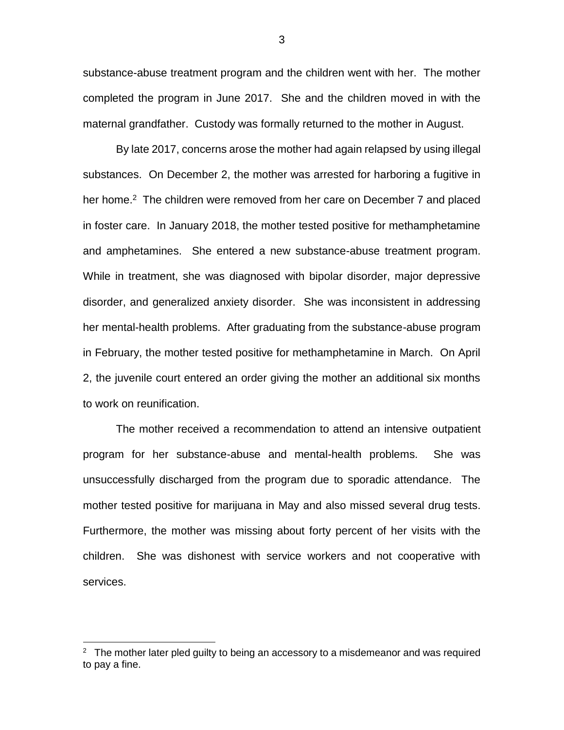substance-abuse treatment program and the children went with her. The mother completed the program in June 2017. She and the children moved in with the maternal grandfather. Custody was formally returned to the mother in August.

By late 2017, concerns arose the mother had again relapsed by using illegal substances. On December 2, the mother was arrested for harboring a fugitive in her home.[2] The children were removed from her care on December 7 and placed in foster care. In January 2018, the mother tested positive for methamphetamine and amphetamines. She entered a new substance-abuse treatment program. While in treatment, she was diagnosed with bipolar disorder, major depressive disorder, and generalized anxiety disorder. She was inconsistent in addressing her mental-health problems. After graduating from the substance-abuse program in February, the mother tested positive for methamphetamine in March. On April 2, the juvenile court entered an order giving the mother an additional six months to work on reunification.

The mother received a recommendation to attend an intensive outpatient program for her substance-abuse and mental-health problems. She was unsuccessfully discharged from the program due to sporadic attendance. The mother tested positive for marijuana in May and also missed several drug tests. Furthermore, the mother was missing about forty percent of her visits with the children. She was dishonest with service workers and not cooperative with services.

---

[2] The mother later pled guilty to being an accessory to a misdemeanor and was required to pay a fine.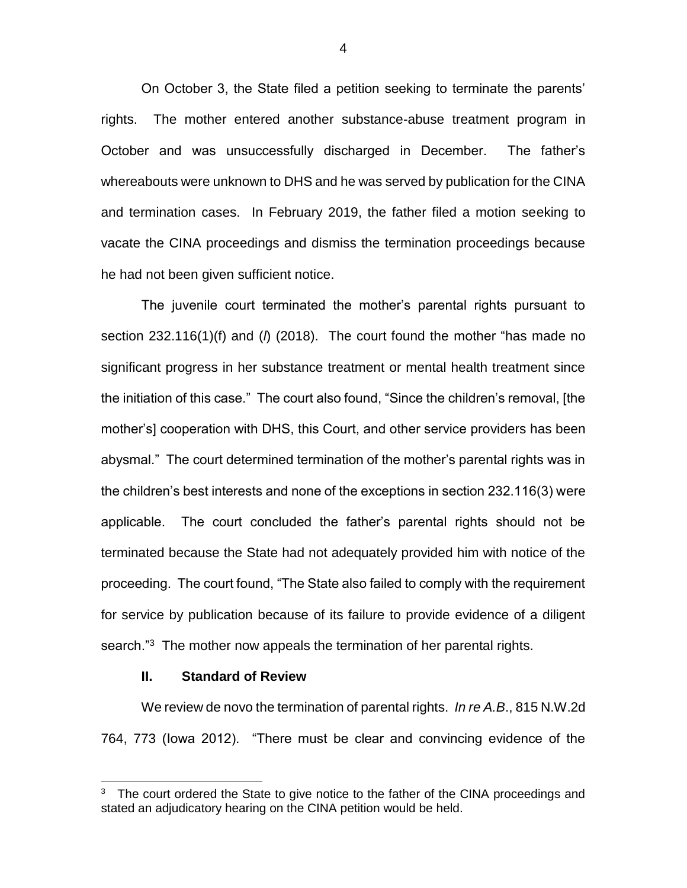On October 3, the State filed a petition seeking to terminate the parents' rights. The mother entered another substance-abuse treatment program in October and was unsuccessfully discharged in December. The father's whereabouts were unknown to DHS and he was served by publication for the CINA and termination cases. In February 2019, the father filed a motion seeking to vacate the CINA proceedings and dismiss the termination proceedings because he had not been given sufficient notice.

The juvenile court terminated the mother's parental rights pursuant to section 232.116(1)(f) and (*l*) (2018). The court found the mother "has made no significant progress in her substance treatment or mental health treatment since the initiation of this case." The court also found, "Since the children's removal, [the mother's] cooperation with DHS, this Court, and other service providers has been abysmal." The court determined termination of the mother's parental rights was in the children's best interests and none of the exceptions in section 232.116(3) were applicable. The court concluded the father's parental rights should not be terminated because the State had not adequately provided him with notice of the proceeding. The court found, "The State also failed to comply with the requirement for service by publication because of its failure to provide evidence of a diligent search."[3] The mother now appeals the termination of her parental rights.

## II. Standard of Review

We review de novo the termination of parental rights. *In re A.B.*, 815 N.W.2d 764, 773 (Iowa 2012). "There must be clear and convincing evidence of the

---

[3] The court ordered the State to give notice to the father of the CINA proceedings and stated an adjudicatory hearing on the CINA petition would be held.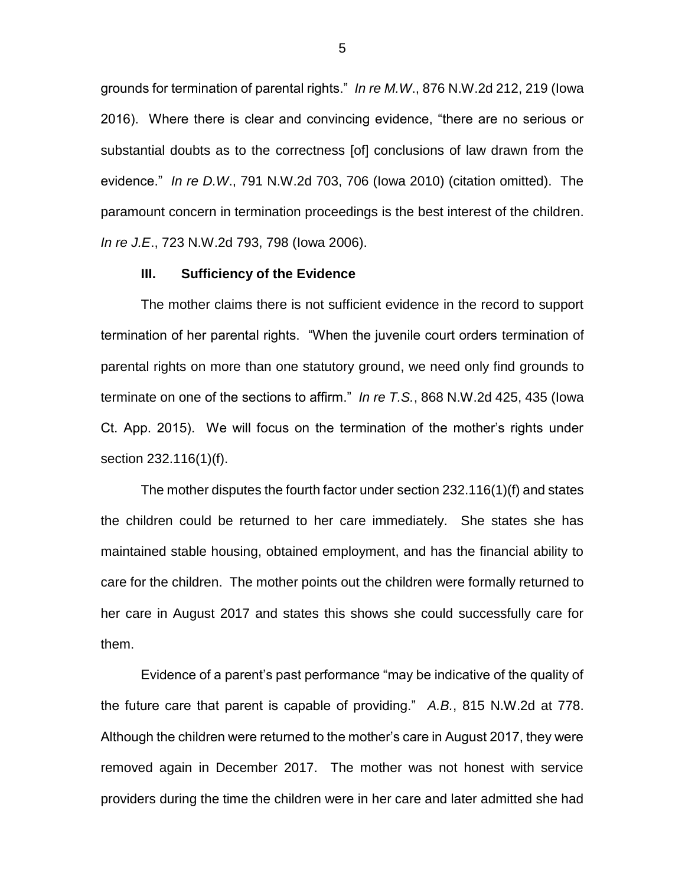grounds for termination of parental rights." *In re M.W*., 876 N.W.2d 212, 219 (Iowa 2016). Where there is clear and convincing evidence, "there are no serious or substantial doubts as to the correctness [of] conclusions of law drawn from the evidence." *In re D.W*., 791 N.W.2d 703, 706 (Iowa 2010) (citation omitted). The paramount concern in termination proceedings is the best interest of the children. *In re J.E*., 723 N.W.2d 793, 798 (Iowa 2006).

### III. Sufficiency of the Evidence

The mother claims there is not sufficient evidence in the record to support termination of her parental rights. "When the juvenile court orders termination of parental rights on more than one statutory ground, we need only find grounds to terminate on one of the sections to affirm." *In re T.S.*, 868 N.W.2d 425, 435 (Iowa Ct. App. 2015). We will focus on the termination of the mother's rights under section 232.116(1)(f).

The mother disputes the fourth factor under section 232.116(1)(f) and states the children could be returned to her care immediately. She states she has maintained stable housing, obtained employment, and has the financial ability to care for the children. The mother points out the children were formally returned to her care in August 2017 and states this shows she could successfully care for them.

Evidence of a parent's past performance "may be indicative of the quality of the future care that parent is capable of providing." *A.B.*, 815 N.W.2d at 778. Although the children were returned to the mother's care in August 2017, they were removed again in December 2017. The mother was not honest with service providers during the time the children were in her care and later admitted she had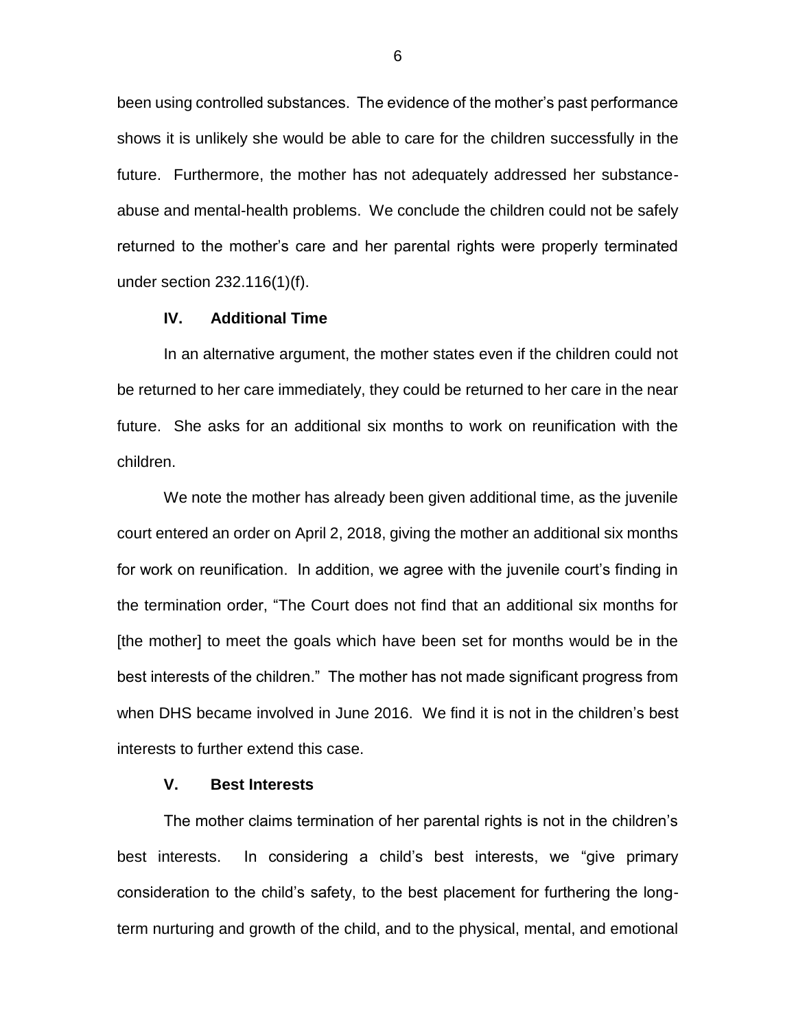been using controlled substances. The evidence of the mother's past performance shows it is unlikely she would be able to care for the children successfully in the future. Furthermore, the mother has not adequately addressed her substance-abuse and mental-health problems. We conclude the children could not be safely returned to the mother's care and her parental rights were properly terminated under section 232.116(1)(f).

## IV. Additional Time

In an alternative argument, the mother states even if the children could not be returned to her care immediately, they could be returned to her care in the near future. She asks for an additional six months to work on reunification with the children.

We note the mother has already been given additional time, as the juvenile court entered an order on April 2, 2018, giving the mother an additional six months for work on reunification. In addition, we agree with the juvenile court's finding in the termination order, "The Court does not find that an additional six months for [the mother] to meet the goals which have been set for months would be in the best interests of the children." The mother has not made significant progress from when DHS became involved in June 2016. We find it is not in the children's best interests to further extend this case.

## V. Best Interests

The mother claims termination of her parental rights is not in the children's best interests. In considering a child's best interests, we "give primary consideration to the child's safety, to the best placement for furthering the long-term nurturing and growth of the child, and to the physical, mental, and emotional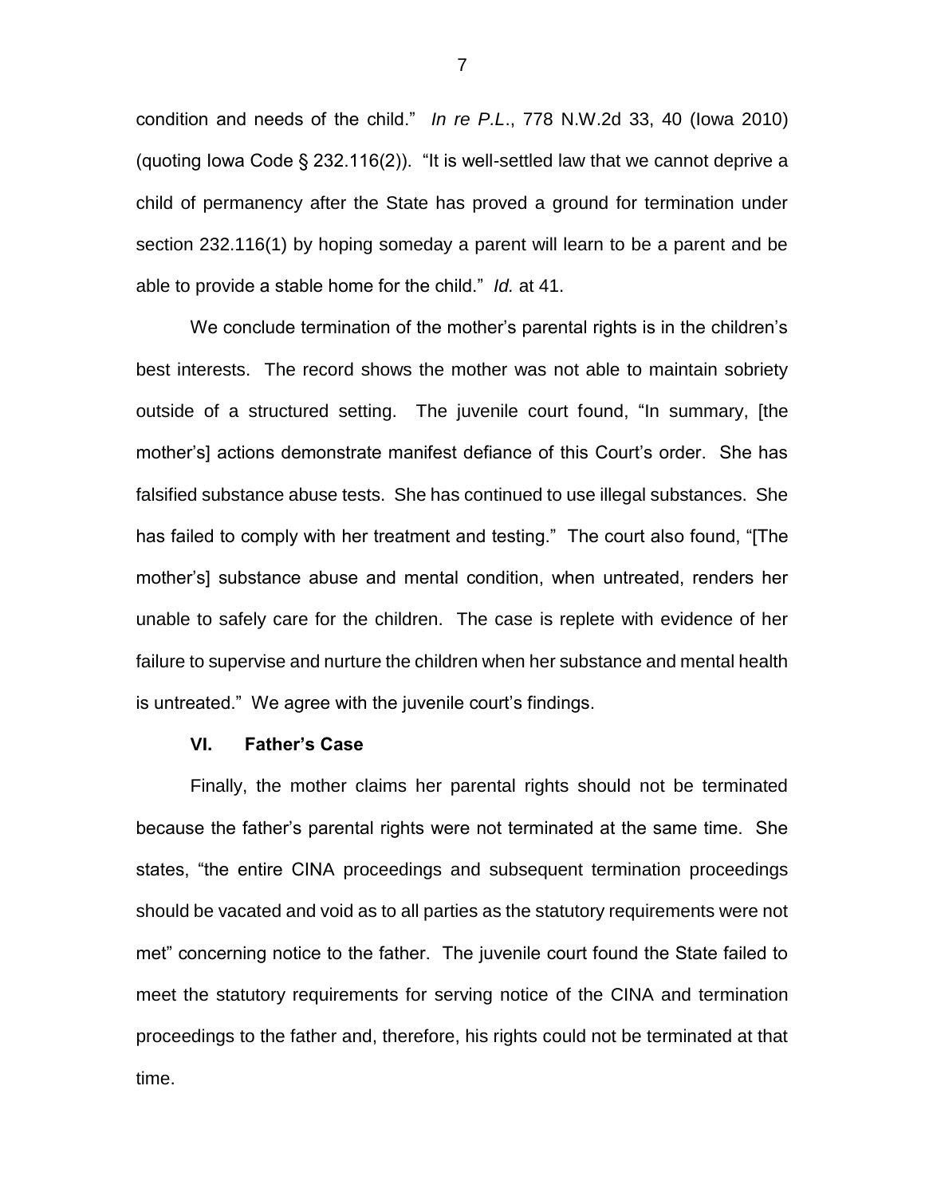condition and needs of the child." *In re P.L*., 778 N.W.2d 33, 40 (Iowa 2010) (quoting Iowa Code § 232.116(2)). "It is well-settled law that we cannot deprive a child of permanency after the State has proved a ground for termination under section 232.116(1) by hoping someday a parent will learn to be a parent and be able to provide a stable home for the child." *Id.* at 41.

We conclude termination of the mother's parental rights is in the children's best interests. The record shows the mother was not able to maintain sobriety outside of a structured setting. The juvenile court found, "In summary, [the mother's] actions demonstrate manifest defiance of this Court's order. She has falsified substance abuse tests. She has continued to use illegal substances. She has failed to comply with her treatment and testing." The court also found, "[The mother's] substance abuse and mental condition, when untreated, renders her unable to safely care for the children. The case is replete with evidence of her failure to supervise and nurture the children when her substance and mental health is untreated." We agree with the juvenile court's findings.

### VI. Father's Case

Finally, the mother claims her parental rights should not be terminated because the father's parental rights were not terminated at the same time. She states, "the entire CINA proceedings and subsequent termination proceedings should be vacated and void as to all parties as the statutory requirements were not met" concerning notice to the father. The juvenile court found the State failed to meet the statutory requirements for serving notice of the CINA and termination proceedings to the father and, therefore, his rights could not be terminated at that time.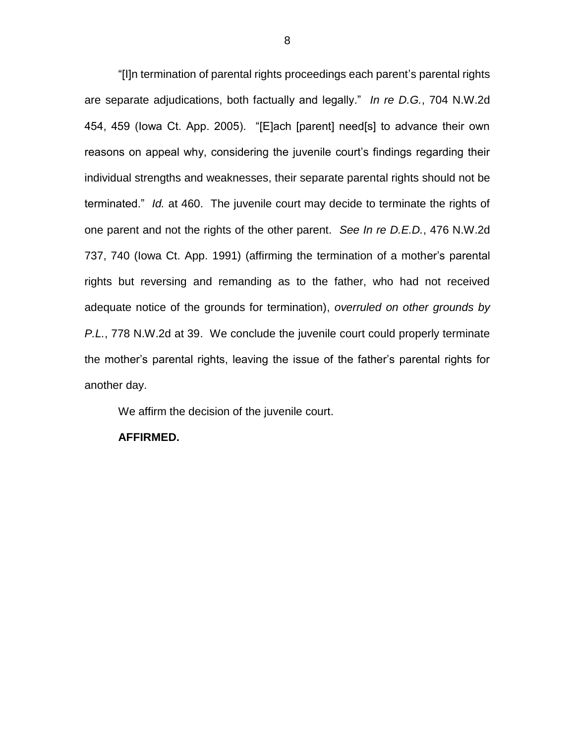“[I]n termination of parental rights proceedings each parent’s parental rights are separate adjudications, both factually and legally.” *In re D.G.*, 704 N.W.2d 454, 459 (Iowa Ct. App. 2005). “[E]ach [parent] need[s] to advance their own reasons on appeal why, considering the juvenile court’s findings regarding their individual strengths and weaknesses, their separate parental rights should not be terminated.” *Id.* at 460. The juvenile court may decide to terminate the rights of one parent and not the rights of the other parent. *See In re D.E.D.*, 476 N.W.2d 737, 740 (Iowa Ct. App. 1991) (affirming the termination of a mother’s parental rights but reversing and remanding as to the father, who had not received adequate notice of the grounds for termination), *overruled on other grounds by P.L.*, 778 N.W.2d at 39. We conclude the juvenile court could properly terminate the mother’s parental rights, leaving the issue of the father’s parental rights for another day.

We affirm the decision of the juvenile court.

**AFFIRMED.**